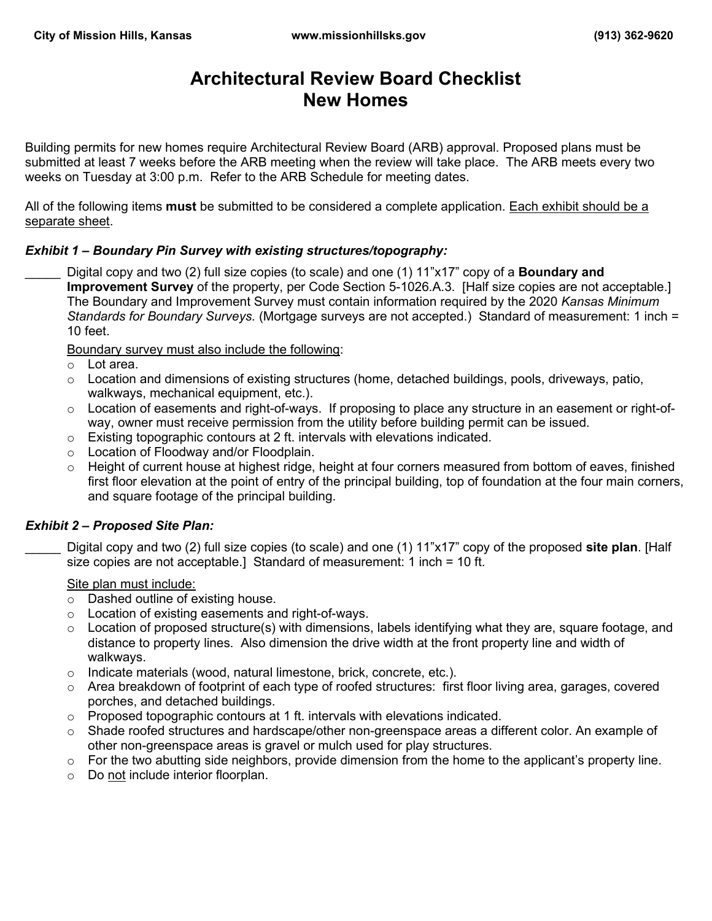City of Mission Hills, Kansas www.missionhillsks.gov (913) 362-9620

# Architectural Review Board Checklist
# New Homes

Building permits for new homes require Architectural Review Board (ARB) approval. Proposed plans must be submitted at least 7 weeks before the ARB meeting when the review will take place. The ARB meets every two weeks on Tuesday at 3:00 p.m. Refer to the ARB Schedule for meeting dates.

All of the following items **must** be submitted to be considered a complete application. <u>Each exhibit should be a separate sheet</u>.

### *Exhibit 1 – Boundary Pin Survey with existing structures/topography:*

_____ Digital copy and two (2) full size copies (to scale) and one (1) 11"x17" copy of a **Boundary and Improvement Survey** of the property, per Code Section 5-1026.A.3. [Half size copies are not acceptable.] The Boundary and Improvement Survey must contain information required by the 2020 *Kansas Minimum Standards for Boundary Surveys.* (Mortgage surveys are not accepted.) Standard of measurement: 1 inch = 10 feet.

<u>Boundary survey must also include the following</u>:

- Lot area.
- Location and dimensions of existing structures (home, detached buildings, pools, driveways, patio, walkways, mechanical equipment, etc.).
- Location of easements and right-of-ways. If proposing to place any structure in an easement or right-of-way, owner must receive permission from the utility before building permit can be issued.
- Existing topographic contours at 2 ft. intervals with elevations indicated.
- Location of Floodway and/or Floodplain.
- Height of current house at highest ridge, height at four corners measured from bottom of eaves, finished first floor elevation at the point of entry of the principal building, top of foundation at the four main corners, and square footage of the principal building.

### *Exhibit 2 – Proposed Site Plan:*

_____ Digital copy and two (2) full size copies (to scale) and one (1) 11"x17" copy of the proposed **site plan**. [Half size copies are not acceptable.] Standard of measurement: 1 inch = 10 ft.

<u>Site plan must include:</u>

- Dashed outline of existing house.
- Location of existing easements and right-of-ways.
- Location of proposed structure(s) with dimensions, labels identifying what they are, square footage, and distance to property lines. Also dimension the drive width at the front property line and width of walkways.
- Indicate materials (wood, natural limestone, brick, concrete, etc.).
- Area breakdown of footprint of each type of roofed structures: first floor living area, garages, covered porches, and detached buildings.
- Proposed topographic contours at 1 ft. intervals with elevations indicated.
- Shade roofed structures and hardscape/other non-greenspace areas a different color. An example of other non-greenspace areas is gravel or mulch used for play structures.
- For the two abutting side neighbors, provide dimension from the home to the applicant's property line.
- Do <u>not</u> include interior floorplan.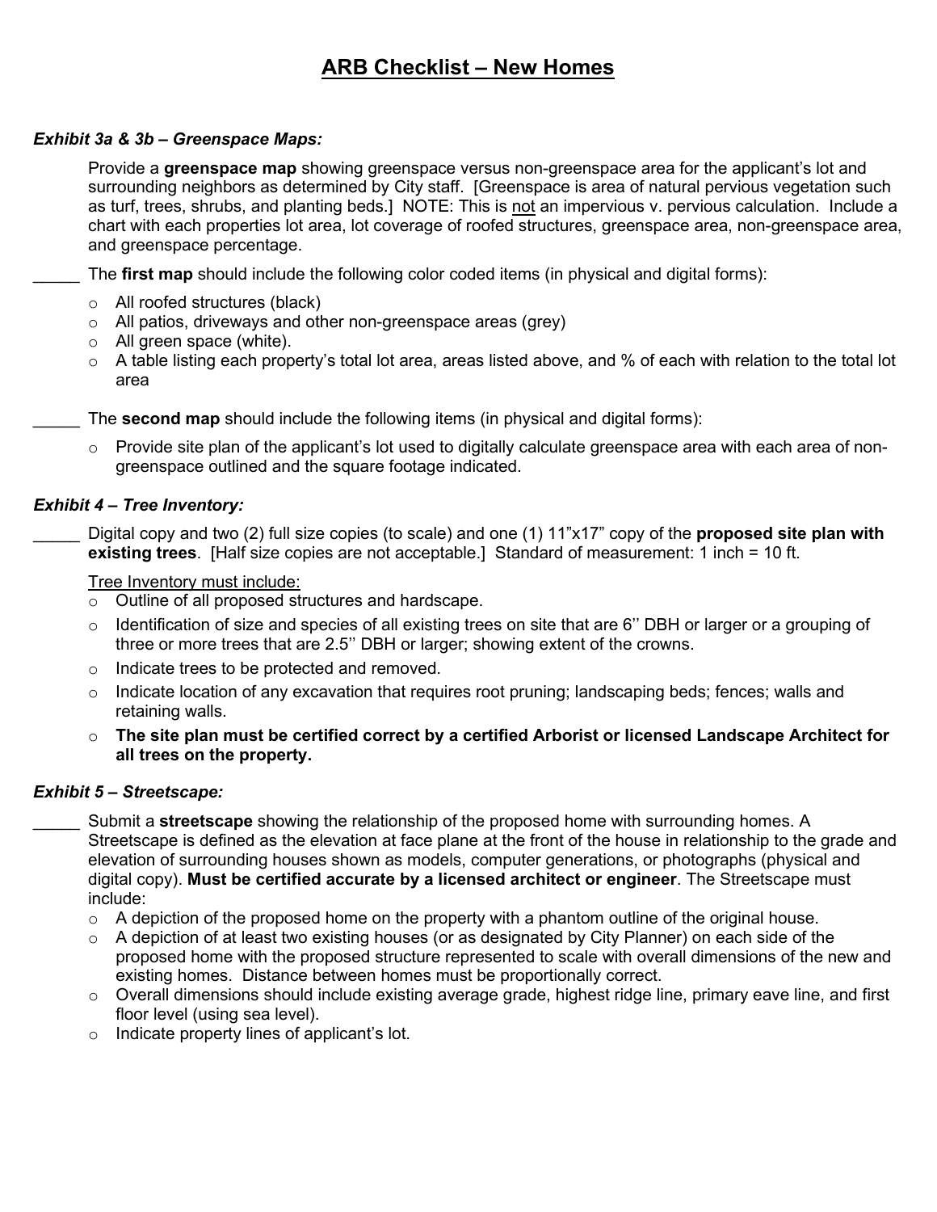# ARB Checklist – New Homes

***Exhibit 3a & 3b – Greenspace Maps:***

Provide a **greenspace map** showing greenspace versus non-greenspace area for the applicant's lot and surrounding neighbors as determined by City staff. [Greenspace is area of natural pervious vegetation such as turf, trees, shrubs, and planting beds.] NOTE: This is not an impervious v. pervious calculation. Include a chart with each properties lot area, lot coverage of roofed structures, greenspace area, non-greenspace area, and greenspace percentage.

_____ The **first map** should include the following color coded items (in physical and digital forms):

- All roofed structures (black)
- All patios, driveways and other non-greenspace areas (grey)
- All green space (white).
- A table listing each property's total lot area, areas listed above, and % of each with relation to the total lot area

_____ The **second map** should include the following items (in physical and digital forms):

- Provide site plan of the applicant's lot used to digitally calculate greenspace area with each area of non-greenspace outlined and the square footage indicated.

***Exhibit 4 – Tree Inventory:***

_____ Digital copy and two (2) full size copies (to scale) and one (1) 11"x17" copy of the **proposed site plan with existing trees**. [Half size copies are not acceptable.] Standard of measurement: 1 inch = 10 ft.

Tree Inventory must include:

- Outline of all proposed structures and hardscape.
- Identification of size and species of all existing trees on site that are 6'' DBH or larger or a grouping of three or more trees that are 2.5'' DBH or larger; showing extent of the crowns.
- Indicate trees to be protected and removed.
- Indicate location of any excavation that requires root pruning; landscaping beds; fences; walls and retaining walls.
- **The site plan must be certified correct by a certified Arborist or licensed Landscape Architect for all trees on the property.**

***Exhibit 5 – Streetscape:***

_____ Submit a **streetscape** showing the relationship of the proposed home with surrounding homes. A Streetscape is defined as the elevation at face plane at the front of the house in relationship to the grade and elevation of surrounding houses shown as models, computer generations, or photographs (physical and digital copy). **Must be certified accurate by a licensed architect or engineer**. The Streetscape must include:

- A depiction of the proposed home on the property with a phantom outline of the original house.
- A depiction of at least two existing houses (or as designated by City Planner) on each side of the proposed home with the proposed structure represented to scale with overall dimensions of the new and existing homes. Distance between homes must be proportionally correct.
- Overall dimensions should include existing average grade, highest ridge line, primary eave line, and first floor level (using sea level).
- Indicate property lines of applicant's lot.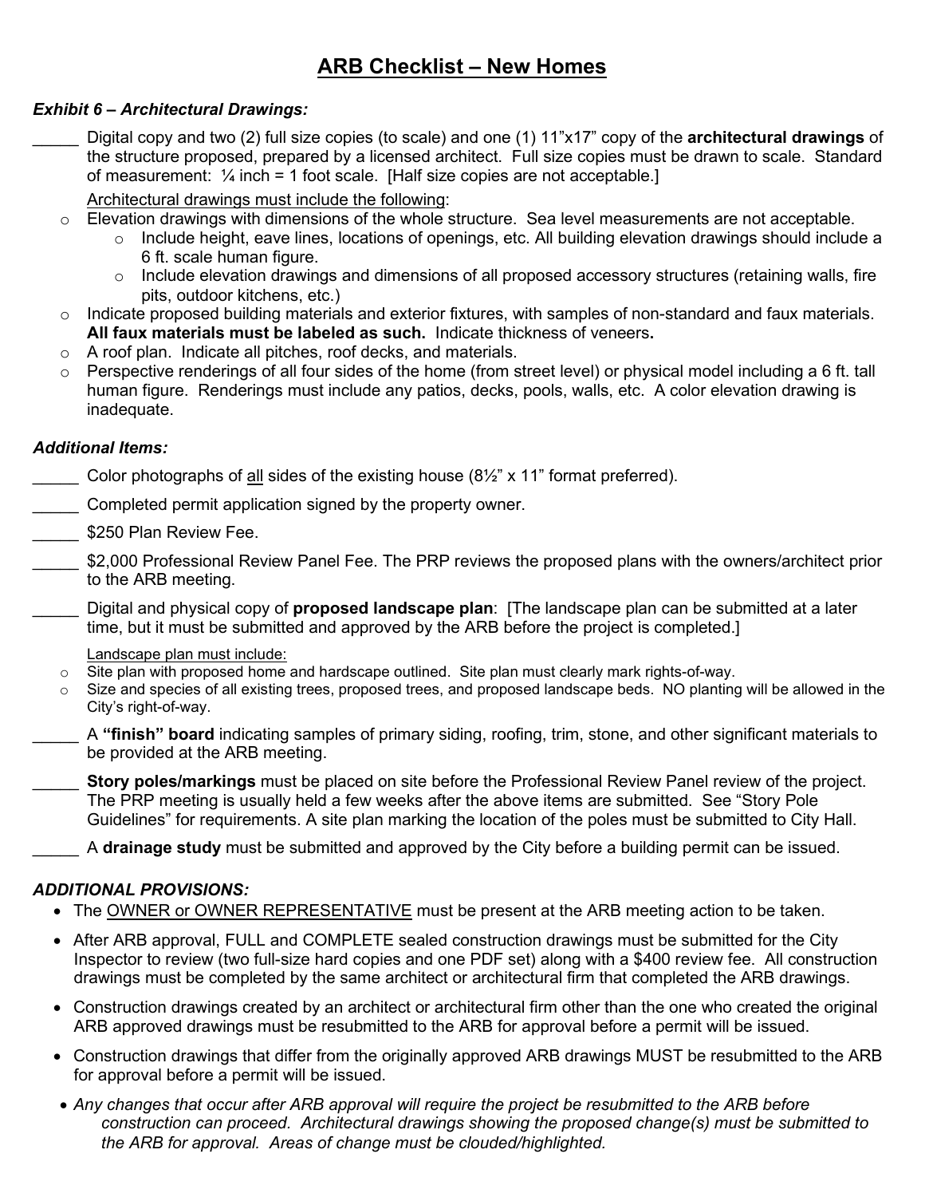# ARB Checklist – New Homes

***Exhibit 6 – Architectural Drawings:***

_____ Digital copy and two (2) full size copies (to scale) and one (1) 11"x17" copy of the **architectural drawings** of the structure proposed, prepared by a licensed architect. Full size copies must be drawn to scale. Standard of measurement: ¼ inch = 1 foot scale. [Half size copies are not acceptable.]

<u>Architectural drawings must include the following</u>:

- Elevation drawings with dimensions of the whole structure. Sea level measurements are not acceptable.
  - Include height, eave lines, locations of openings, etc. All building elevation drawings should include a 6 ft. scale human figure.
  - Include elevation drawings and dimensions of all proposed accessory structures (retaining walls, fire pits, outdoor kitchens, etc.)
- Indicate proposed building materials and exterior fixtures, with samples of non-standard and faux materials. **All faux materials must be labeled as such.** Indicate thickness of veneers**.**
- A roof plan. Indicate all pitches, roof decks, and materials.
- Perspective renderings of all four sides of the home (from street level) or physical model including a 6 ft. tall human figure. Renderings must include any patios, decks, pools, walls, etc. A color elevation drawing is inadequate.

***Additional Items:***

_____ Color photographs of <u>all</u> sides of the existing house (8½" x 11" format preferred).

_____ Completed permit application signed by the property owner.

_____ $250 Plan Review Fee.

_____ $2,000 Professional Review Panel Fee. The PRP reviews the proposed plans with the owners/architect prior to the ARB meeting.

_____ Digital and physical copy of **proposed landscape plan**: [The landscape plan can be submitted at a later time, but it must be submitted and approved by the ARB before the project is completed.]

<u>Landscape plan must include:</u>

- Site plan with proposed home and hardscape outlined. Site plan must clearly mark rights-of-way.
- Size and species of all existing trees, proposed trees, and proposed landscape beds. NO planting will be allowed in the City's right-of-way.

_____ A **"finish" board** indicating samples of primary siding, roofing, trim, stone, and other significant materials to be provided at the ARB meeting.

_____ **Story poles/markings** must be placed on site before the Professional Review Panel review of the project. The PRP meeting is usually held a few weeks after the above items are submitted. See "Story Pole Guidelines" for requirements. A site plan marking the location of the poles must be submitted to City Hall.

_____ A **drainage study** must be submitted and approved by the City before a building permit can be issued.

***ADDITIONAL PROVISIONS:***

- The <u>OWNER or OWNER REPRESENTATIVE</u> must be present at the ARB meeting action to be taken.
- After ARB approval, FULL and COMPLETE sealed construction drawings must be submitted for the City Inspector to review (two full-size hard copies and one PDF set) along with a $400 review fee. All construction drawings must be completed by the same architect or architectural firm that completed the ARB drawings.
- Construction drawings created by an architect or architectural firm other than the one who created the original ARB approved drawings must be resubmitted to the ARB for approval before a permit will be issued.
- Construction drawings that differ from the originally approved ARB drawings MUST be resubmitted to the ARB for approval before a permit will be issued.
- *Any changes that occur after ARB approval will require the project be resubmitted to the ARB before construction can proceed. Architectural drawings showing the proposed change(s) must be submitted to the ARB for approval. Areas of change must be clouded/highlighted.*